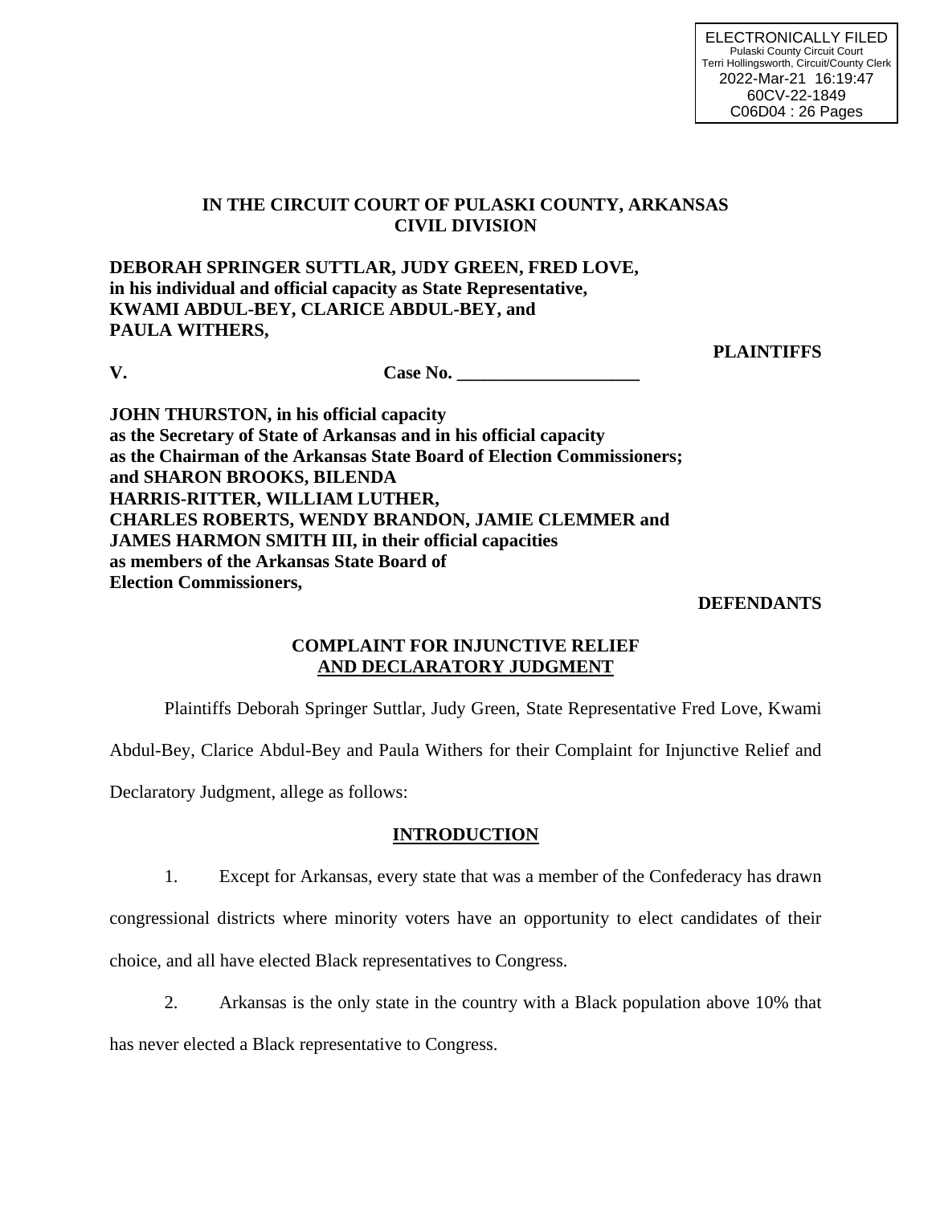ELECTRONICALLY FILED
Pulaski County Circuit Court
Terri Hollingsworth, Circuit/County Clerk
2022-Mar-21 16:19:47
60CV-22-1849
C06D04 : 26 Pages

**IN THE CIRCUIT COURT OF PULASKI COUNTY, ARKANSAS**
**CIVIL DIVISION**

**DEBORAH SPRINGER SUTTLAR, JUDY GREEN, FRED LOVE, in his individual and official capacity as State Representative, KWAMI ABDUL-BEY, CLARICE ABDUL-BEY, and PAULA WITHERS,**

**PLAINTIFFS**

**V.** **Case No. ____________________**

**JOHN THURSTON, in his official capacity as the Secretary of State of Arkansas and in his official capacity as the Chairman of the Arkansas State Board of Election Commissioners; and SHARON BROOKS, BILENDA HARRIS-RITTER, WILLIAM LUTHER, CHARLES ROBERTS, WENDY BRANDON, JAMIE CLEMMER and JAMES HARMON SMITH III, in their official capacities as members of the Arkansas State Board of Election Commissioners,**

**DEFENDANTS**

**COMPLAINT FOR INJUNCTIVE RELIEF AND DECLARATORY JUDGMENT**

Plaintiffs Deborah Springer Suttlar, Judy Green, State Representative Fred Love, Kwami Abdul-Bey, Clarice Abdul-Bey and Paula Withers for their Complaint for Injunctive Relief and Declaratory Judgment, allege as follows:

## INTRODUCTION

1. Except for Arkansas, every state that was a member of the Confederacy has drawn congressional districts where minority voters have an opportunity to elect candidates of their choice, and all have elected Black representatives to Congress.

2. Arkansas is the only state in the country with a Black population above 10% that has never elected a Black representative to Congress.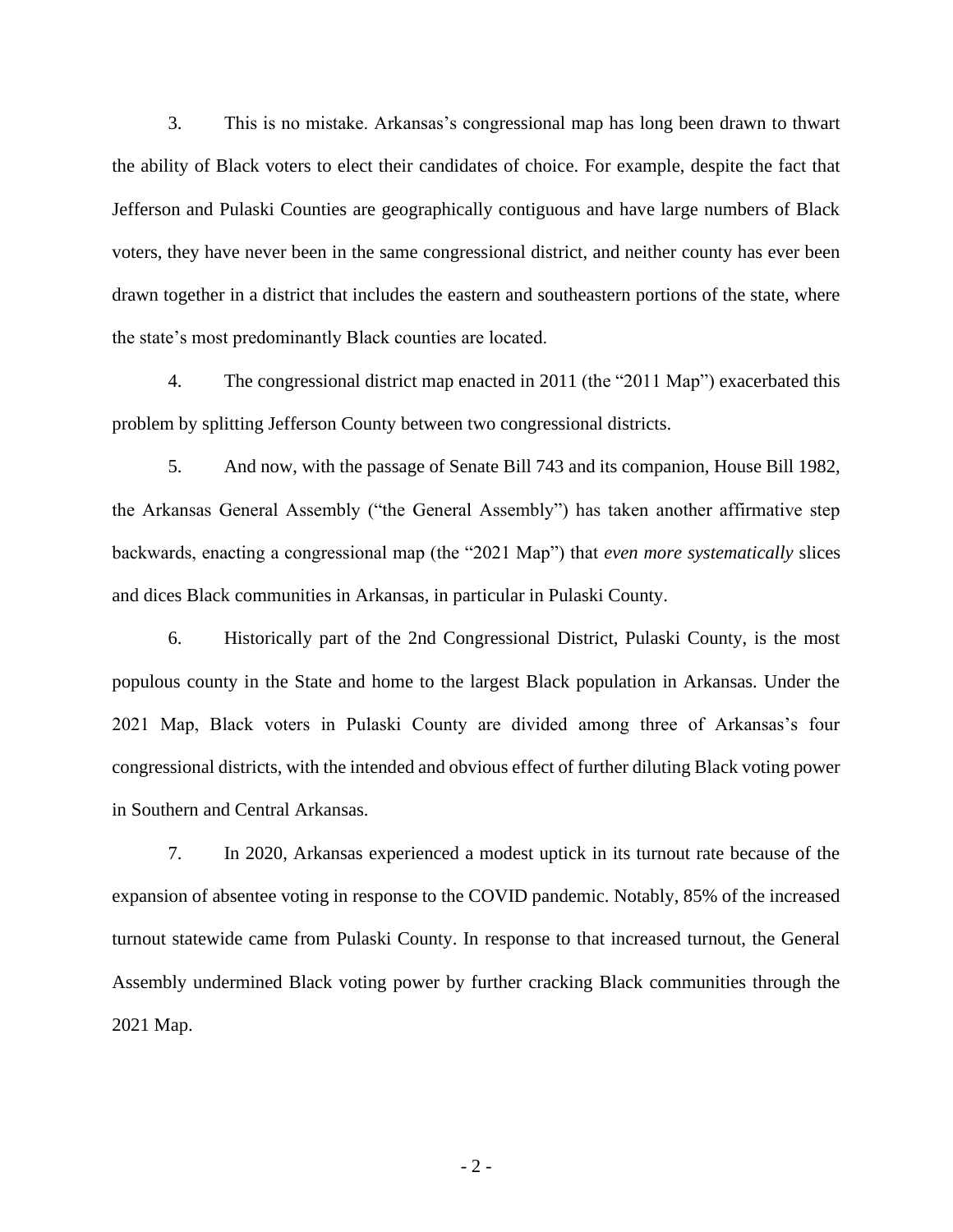3. This is no mistake. Arkansas's congressional map has long been drawn to thwart the ability of Black voters to elect their candidates of choice. For example, despite the fact that Jefferson and Pulaski Counties are geographically contiguous and have large numbers of Black voters, they have never been in the same congressional district, and neither county has ever been drawn together in a district that includes the eastern and southeastern portions of the state, where the state's most predominantly Black counties are located.

4. The congressional district map enacted in 2011 (the "2011 Map") exacerbated this problem by splitting Jefferson County between two congressional districts.

5. And now, with the passage of Senate Bill 743 and its companion, House Bill 1982, the Arkansas General Assembly ("the General Assembly") has taken another affirmative step backwards, enacting a congressional map (the "2021 Map") that *even more systematically* slices and dices Black communities in Arkansas, in particular in Pulaski County.

6. Historically part of the 2nd Congressional District, Pulaski County, is the most populous county in the State and home to the largest Black population in Arkansas. Under the 2021 Map, Black voters in Pulaski County are divided among three of Arkansas's four congressional districts, with the intended and obvious effect of further diluting Black voting power in Southern and Central Arkansas.

7. In 2020, Arkansas experienced a modest uptick in its turnout rate because of the expansion of absentee voting in response to the COVID pandemic. Notably, 85% of the increased turnout statewide came from Pulaski County. In response to that increased turnout, the General Assembly undermined Black voting power by further cracking Black communities through the 2021 Map.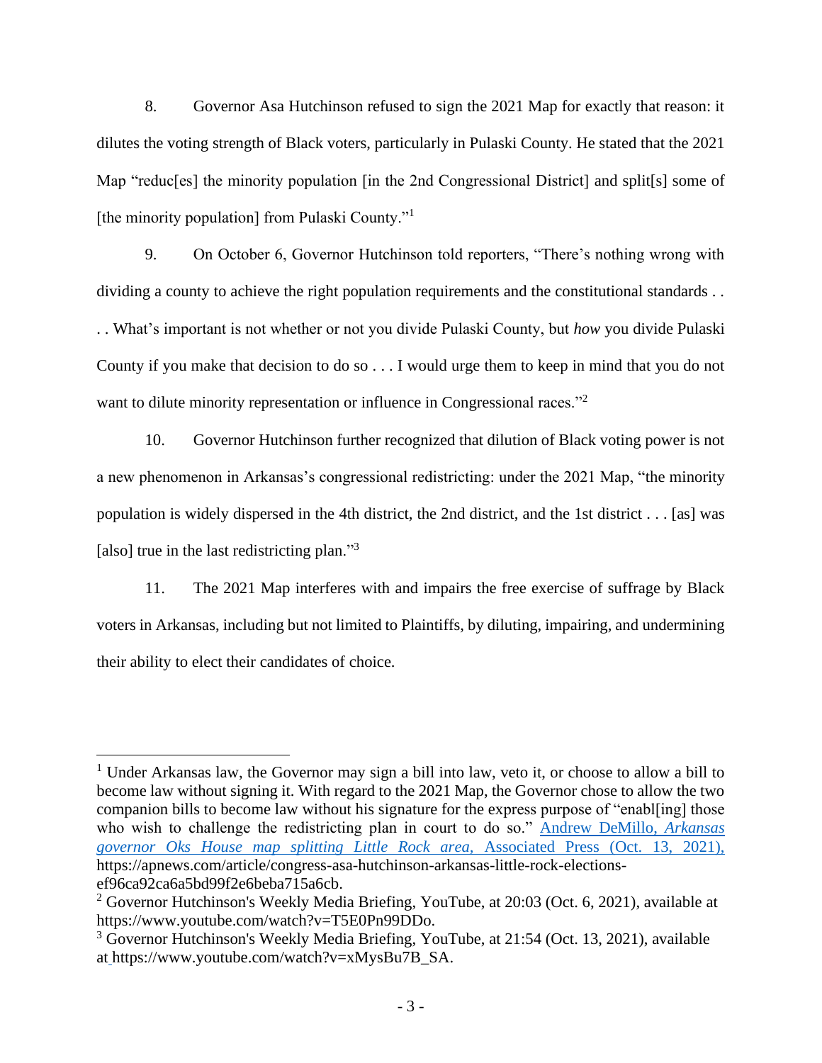8. Governor Asa Hutchinson refused to sign the 2021 Map for exactly that reason: it dilutes the voting strength of Black voters, particularly in Pulaski County. He stated that the 2021 Map "reduc[es] the minority population [in the 2nd Congressional District] and split[s] some of [the minority population] from Pulaski County."[1]

9. On October 6, Governor Hutchinson told reporters, "There's nothing wrong with dividing a county to achieve the right population requirements and the constitutional standards . . . . What's important is not whether or not you divide Pulaski County, but *how* you divide Pulaski County if you make that decision to do so . . . I would urge them to keep in mind that you do not want to dilute minority representation or influence in Congressional races."[2]

10. Governor Hutchinson further recognized that dilution of Black voting power is not a new phenomenon in Arkansas's congressional redistricting: under the 2021 Map, "the minority population is widely dispersed in the 4th district, the 2nd district, and the 1st district . . . [as] was [also] true in the last redistricting plan."[3]

11. The 2021 Map interferes with and impairs the free exercise of suffrage by Black voters in Arkansas, including but not limited to Plaintiffs, by diluting, impairing, and undermining their ability to elect their candidates of choice.

---

[1] Under Arkansas law, the Governor may sign a bill into law, veto it, or choose to allow a bill to become law without signing it. With regard to the 2021 Map, the Governor chose to allow the two companion bills to become law without his signature for the express purpose of "enabl[ing] those who wish to challenge the redistricting plan in court to do so." [Andrew DeMillo, *Arkansas governor Oks House map splitting Little Rock area*, Associated Press (Oct. 13, 2021),](https://apnews.com/article/congress-asa-hutchinson-arkansas-little-rock-elections-ef96ca92ca6a5bd99f2e6beba715a6cb) https://apnews.com/article/congress-asa-hutchinson-arkansas-little-rock-elections-ef96ca92ca6a5bd99f2e6beba715a6cb.

[2] Governor Hutchinson's Weekly Media Briefing, YouTube, at 20:03 (Oct. 6, 2021), available at https://www.youtube.com/watch?v=T5E0Pn99DDo.

[3] Governor Hutchinson's Weekly Media Briefing, YouTube, at 21:54 (Oct. 13, 2021), available at https://www.youtube.com/watch?v=xMysBu7B_SA.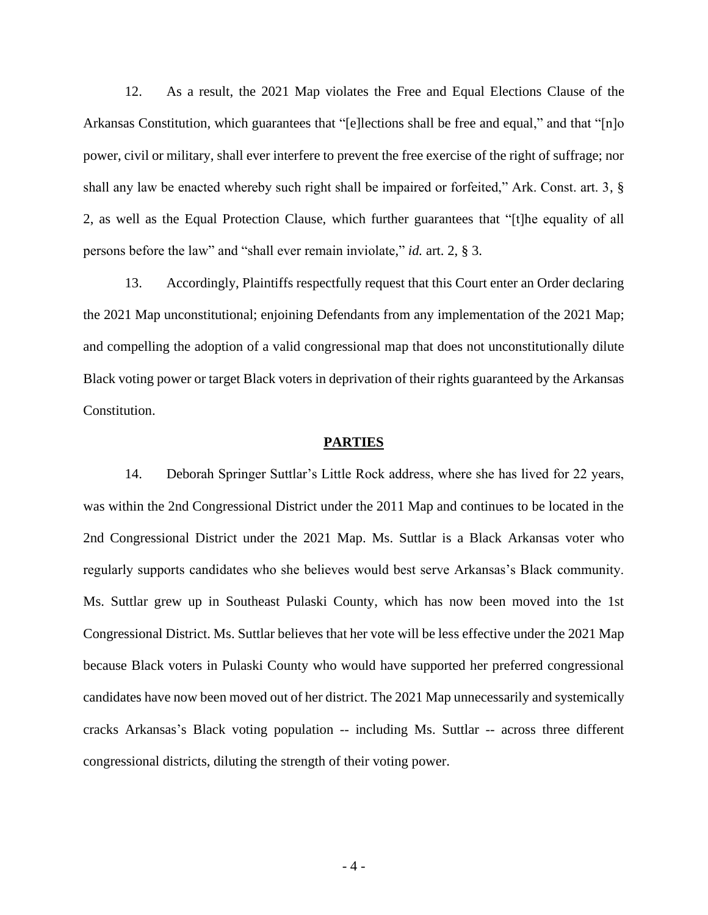12. As a result, the 2021 Map violates the Free and Equal Elections Clause of the Arkansas Constitution, which guarantees that "[e]lections shall be free and equal," and that "[n]o power, civil or military, shall ever interfere to prevent the free exercise of the right of suffrage; nor shall any law be enacted whereby such right shall be impaired or forfeited," Ark. Const. art. 3, § 2, as well as the Equal Protection Clause, which further guarantees that "[t]he equality of all persons before the law" and "shall ever remain inviolate," *id.* art. 2, § 3.

13. Accordingly, Plaintiffs respectfully request that this Court enter an Order declaring the 2021 Map unconstitutional; enjoining Defendants from any implementation of the 2021 Map; and compelling the adoption of a valid congressional map that does not unconstitutionally dilute Black voting power or target Black voters in deprivation of their rights guaranteed by the Arkansas Constitution.

## PARTIES

14. Deborah Springer Suttlar's Little Rock address, where she has lived for 22 years, was within the 2nd Congressional District under the 2011 Map and continues to be located in the 2nd Congressional District under the 2021 Map. Ms. Suttlar is a Black Arkansas voter who regularly supports candidates who she believes would best serve Arkansas's Black community. Ms. Suttlar grew up in Southeast Pulaski County, which has now been moved into the 1st Congressional District. Ms. Suttlar believes that her vote will be less effective under the 2021 Map because Black voters in Pulaski County who would have supported her preferred congressional candidates have now been moved out of her district. The 2021 Map unnecessarily and systemically cracks Arkansas's Black voting population -- including Ms. Suttlar -- across three different congressional districts, diluting the strength of their voting power.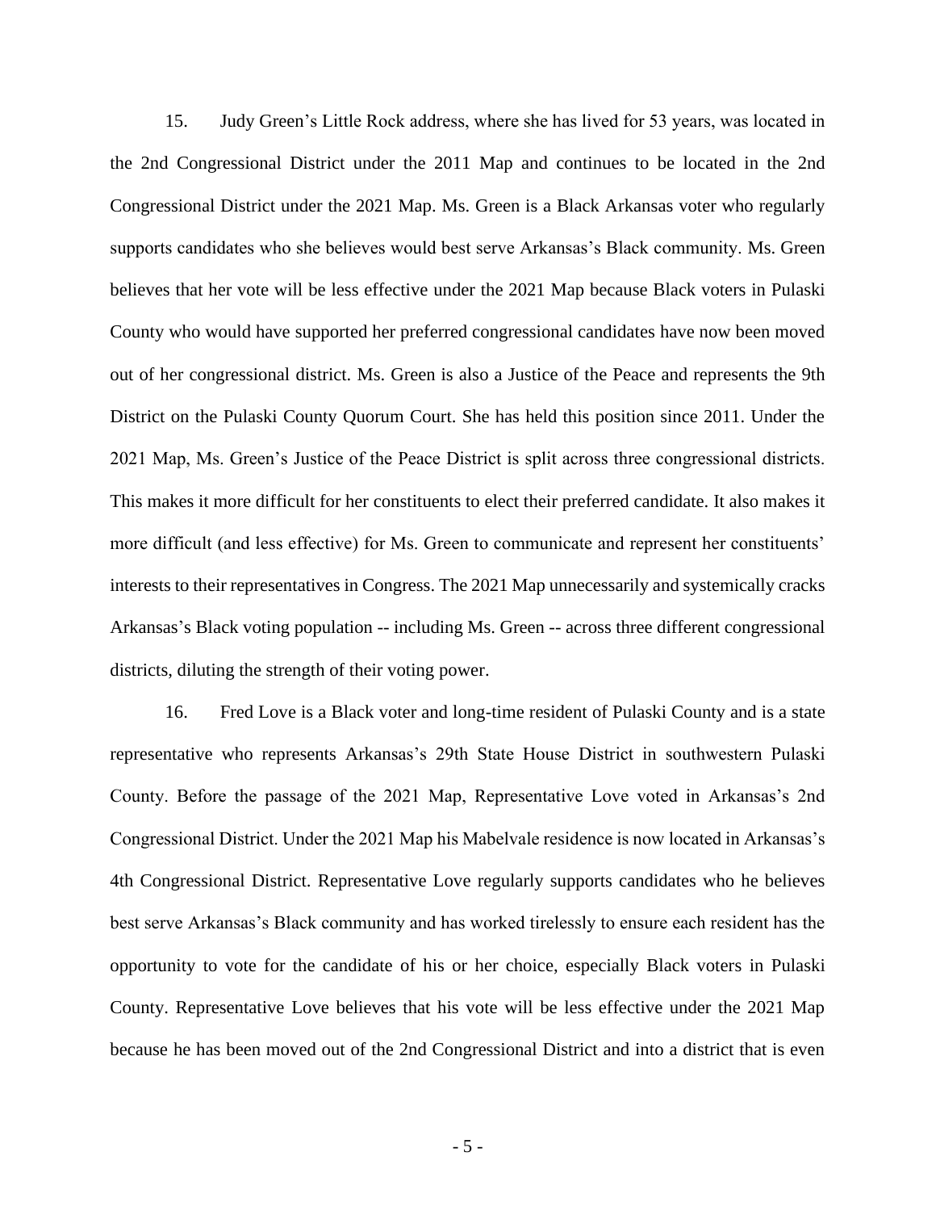15. Judy Green's Little Rock address, where she has lived for 53 years, was located in the 2nd Congressional District under the 2011 Map and continues to be located in the 2nd Congressional District under the 2021 Map. Ms. Green is a Black Arkansas voter who regularly supports candidates who she believes would best serve Arkansas's Black community. Ms. Green believes that her vote will be less effective under the 2021 Map because Black voters in Pulaski County who would have supported her preferred congressional candidates have now been moved out of her congressional district. Ms. Green is also a Justice of the Peace and represents the 9th District on the Pulaski County Quorum Court. She has held this position since 2011. Under the 2021 Map, Ms. Green's Justice of the Peace District is split across three congressional districts. This makes it more difficult for her constituents to elect their preferred candidate. It also makes it more difficult (and less effective) for Ms. Green to communicate and represent her constituents' interests to their representatives in Congress. The 2021 Map unnecessarily and systemically cracks Arkansas's Black voting population -- including Ms. Green -- across three different congressional districts, diluting the strength of their voting power.

16. Fred Love is a Black voter and long-time resident of Pulaski County and is a state representative who represents Arkansas's 29th State House District in southwestern Pulaski County. Before the passage of the 2021 Map, Representative Love voted in Arkansas's 2nd Congressional District. Under the 2021 Map his Mabelvale residence is now located in Arkansas's 4th Congressional District. Representative Love regularly supports candidates who he believes best serve Arkansas's Black community and has worked tirelessly to ensure each resident has the opportunity to vote for the candidate of his or her choice, especially Black voters in Pulaski County. Representative Love believes that his vote will be less effective under the 2021 Map because he has been moved out of the 2nd Congressional District and into a district that is even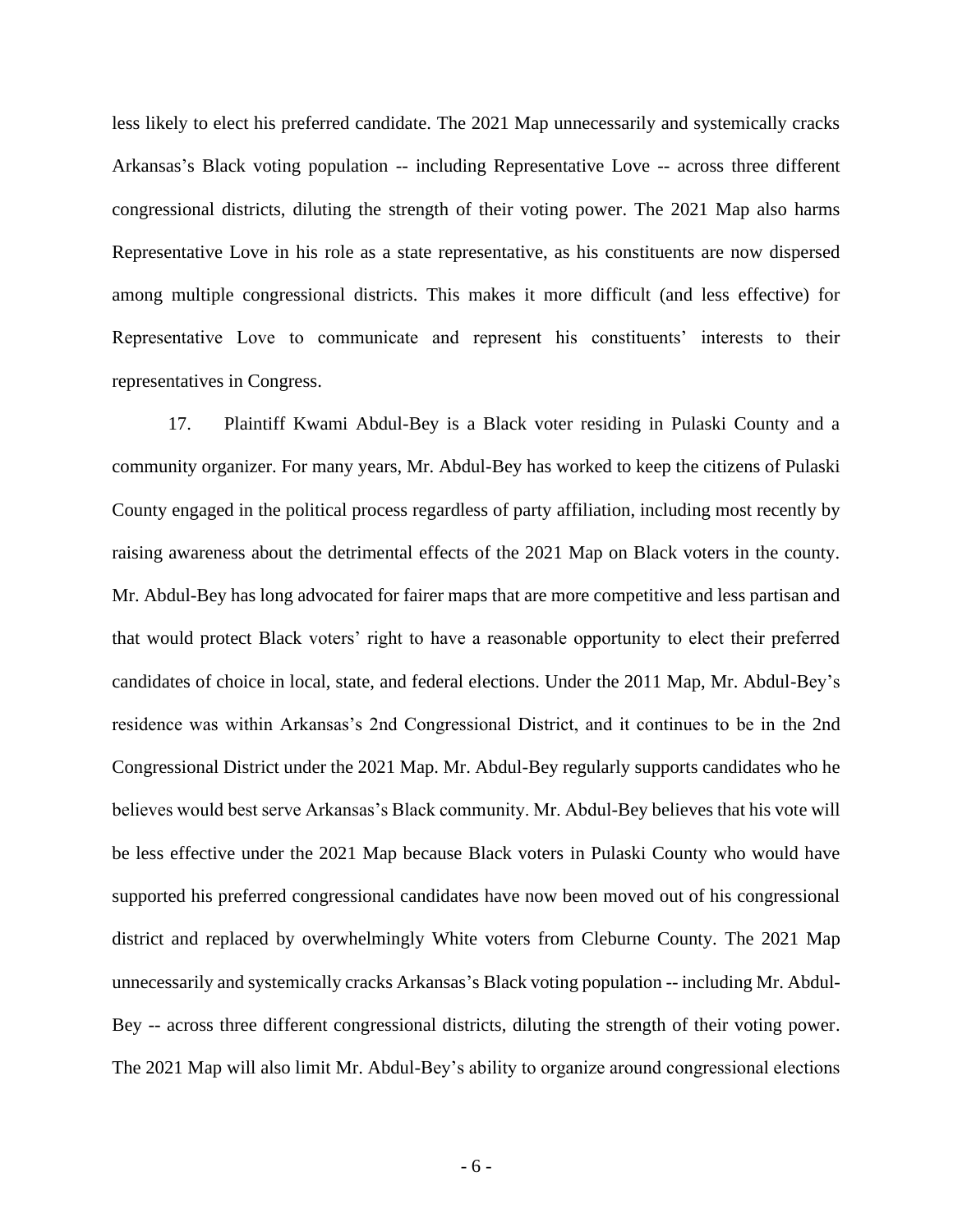less likely to elect his preferred candidate. The 2021 Map unnecessarily and systemically cracks Arkansas's Black voting population -- including Representative Love -- across three different congressional districts, diluting the strength of their voting power. The 2021 Map also harms Representative Love in his role as a state representative, as his constituents are now dispersed among multiple congressional districts. This makes it more difficult (and less effective) for Representative Love to communicate and represent his constituents' interests to their representatives in Congress.

17. Plaintiff Kwami Abdul-Bey is a Black voter residing in Pulaski County and a community organizer. For many years, Mr. Abdul-Bey has worked to keep the citizens of Pulaski County engaged in the political process regardless of party affiliation, including most recently by raising awareness about the detrimental effects of the 2021 Map on Black voters in the county. Mr. Abdul-Bey has long advocated for fairer maps that are more competitive and less partisan and that would protect Black voters' right to have a reasonable opportunity to elect their preferred candidates of choice in local, state, and federal elections. Under the 2011 Map, Mr. Abdul-Bey's residence was within Arkansas's 2nd Congressional District, and it continues to be in the 2nd Congressional District under the 2021 Map. Mr. Abdul-Bey regularly supports candidates who he believes would best serve Arkansas's Black community. Mr. Abdul-Bey believes that his vote will be less effective under the 2021 Map because Black voters in Pulaski County who would have supported his preferred congressional candidates have now been moved out of his congressional district and replaced by overwhelmingly White voters from Cleburne County. The 2021 Map unnecessarily and systemically cracks Arkansas's Black voting population -- including Mr. Abdul-Bey -- across three different congressional districts, diluting the strength of their voting power. The 2021 Map will also limit Mr. Abdul-Bey's ability to organize around congressional elections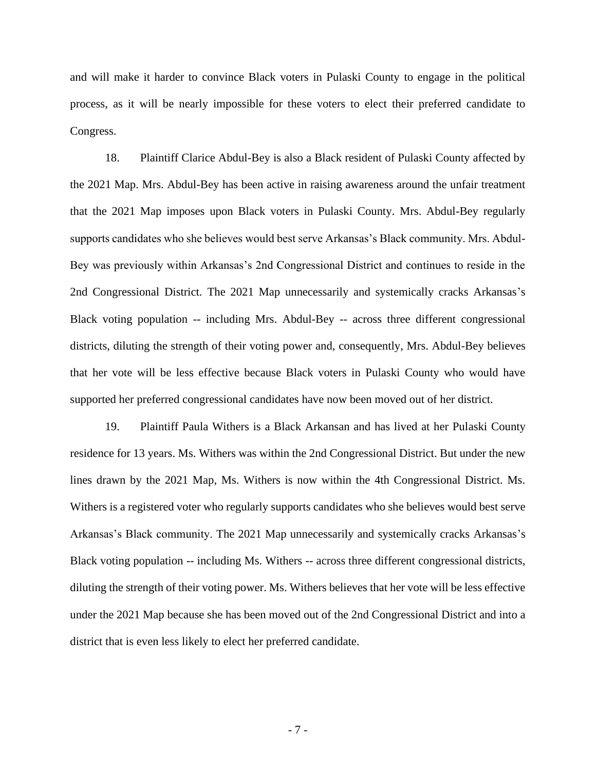and will make it harder to convince Black voters in Pulaski County to engage in the political process, as it will be nearly impossible for these voters to elect their preferred candidate to Congress.

18. Plaintiff Clarice Abdul-Bey is also a Black resident of Pulaski County affected by the 2021 Map. Mrs. Abdul-Bey has been active in raising awareness around the unfair treatment that the 2021 Map imposes upon Black voters in Pulaski County. Mrs. Abdul-Bey regularly supports candidates who she believes would best serve Arkansas's Black community. Mrs. Abdul-Bey was previously within Arkansas's 2nd Congressional District and continues to reside in the 2nd Congressional District. The 2021 Map unnecessarily and systemically cracks Arkansas's Black voting population -- including Mrs. Abdul-Bey -- across three different congressional districts, diluting the strength of their voting power and, consequently, Mrs. Abdul-Bey believes that her vote will be less effective because Black voters in Pulaski County who would have supported her preferred congressional candidates have now been moved out of her district.

19. Plaintiff Paula Withers is a Black Arkansan and has lived at her Pulaski County residence for 13 years. Ms. Withers was within the 2nd Congressional District. But under the new lines drawn by the 2021 Map, Ms. Withers is now within the 4th Congressional District. Ms. Withers is a registered voter who regularly supports candidates who she believes would best serve Arkansas's Black community. The 2021 Map unnecessarily and systemically cracks Arkansas's Black voting population -- including Ms. Withers -- across three different congressional districts, diluting the strength of their voting power. Ms. Withers believes that her vote will be less effective under the 2021 Map because she has been moved out of the 2nd Congressional District and into a district that is even less likely to elect her preferred candidate.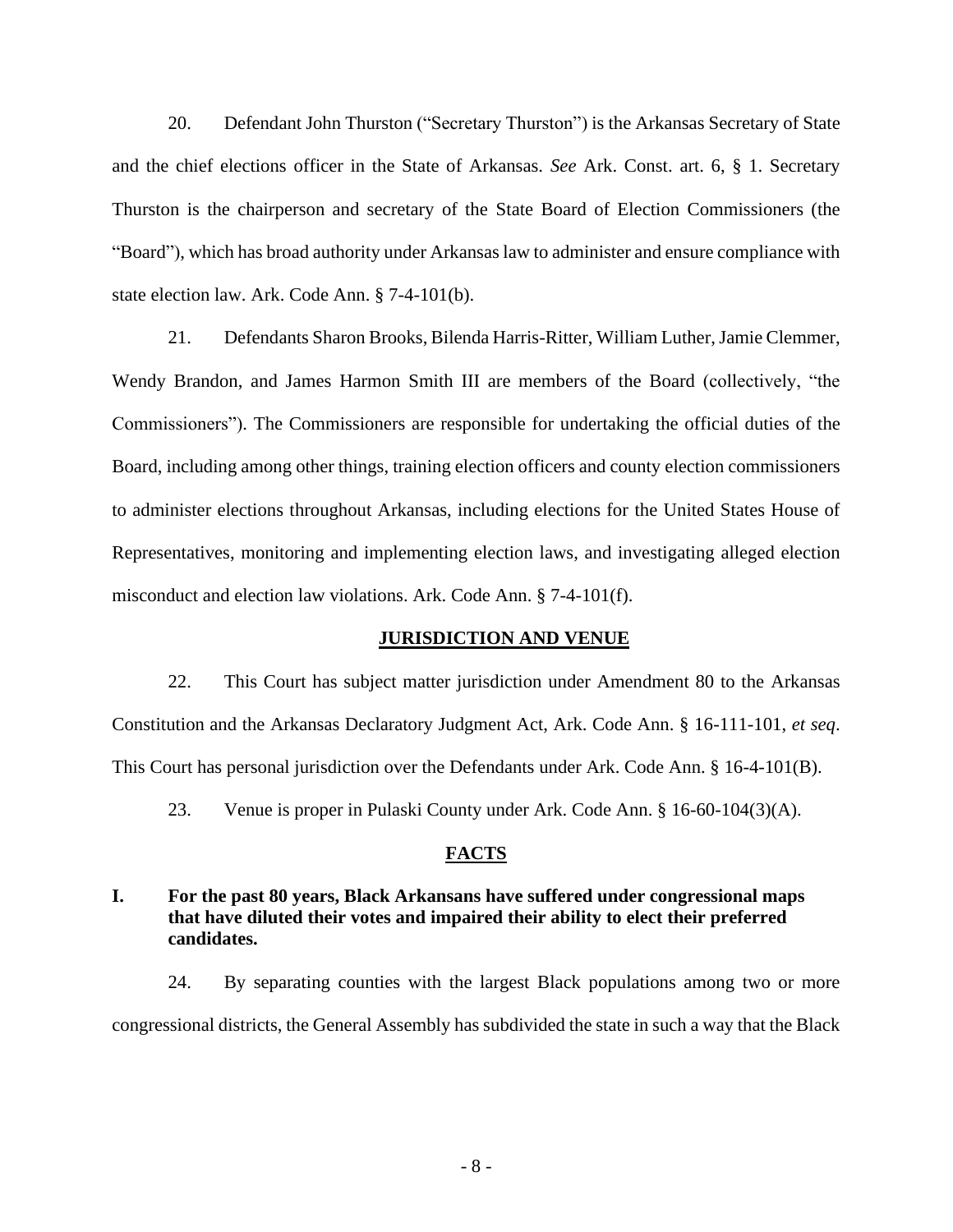20. Defendant John Thurston ("Secretary Thurston") is the Arkansas Secretary of State and the chief elections officer in the State of Arkansas. *See* Ark. Const. art. 6, § 1. Secretary Thurston is the chairperson and secretary of the State Board of Election Commissioners (the "Board"), which has broad authority under Arkansas law to administer and ensure compliance with state election law. Ark. Code Ann. § 7-4-101(b).

21. Defendants Sharon Brooks, Bilenda Harris-Ritter, William Luther, Jamie Clemmer, Wendy Brandon, and James Harmon Smith III are members of the Board (collectively, "the Commissioners"). The Commissioners are responsible for undertaking the official duties of the Board, including among other things, training election officers and county election commissioners to administer elections throughout Arkansas, including elections for the United States House of Representatives, monitoring and implementing election laws, and investigating alleged election misconduct and election law violations. Ark. Code Ann. § 7-4-101(f).

## JURISDICTION AND VENUE

22. This Court has subject matter jurisdiction under Amendment 80 to the Arkansas Constitution and the Arkansas Declaratory Judgment Act, Ark. Code Ann. § 16-111-101, *et seq*. This Court has personal jurisdiction over the Defendants under Ark. Code Ann. § 16-4-101(B).

23. Venue is proper in Pulaski County under Ark. Code Ann. § 16-60-104(3)(A).

## FACTS

### I. For the past 80 years, Black Arkansans have suffered under congressional maps that have diluted their votes and impaired their ability to elect their preferred candidates.

24. By separating counties with the largest Black populations among two or more congressional districts, the General Assembly has subdivided the state in such a way that the Black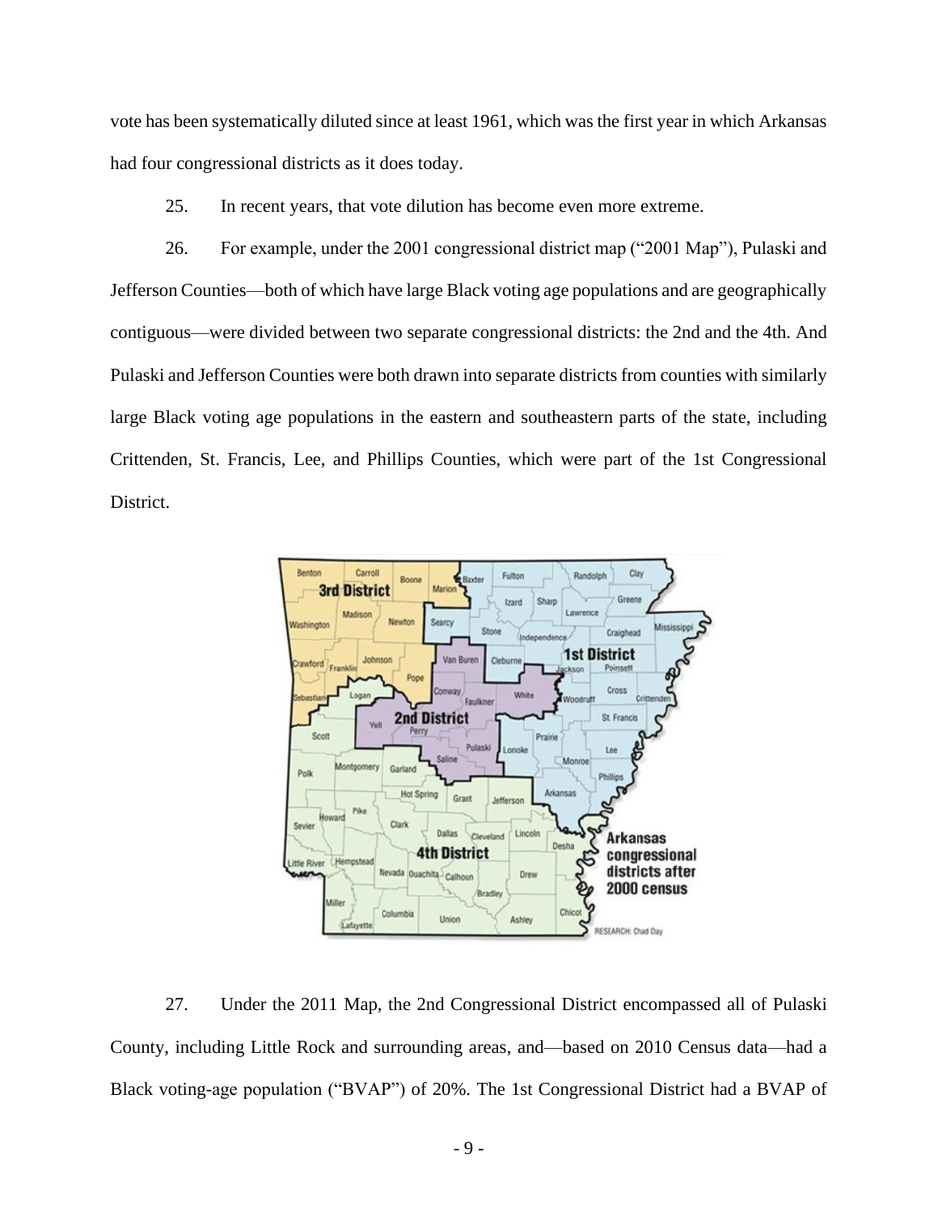vote has been systematically diluted since at least 1961, which was the first year in which Arkansas had four congressional districts as it does today.

25. In recent years, that vote dilution has become even more extreme.

26. For example, under the 2001 congressional district map ("2001 Map"), Pulaski and Jefferson Counties—both of which have large Black voting age populations and are geographically contiguous—were divided between two separate congressional districts: the 2nd and the 4th. And Pulaski and Jefferson Counties were both drawn into separate districts from counties with similarly large Black voting age populations in the eastern and southeastern parts of the state, including Crittenden, St. Francis, Lee, and Phillips Counties, which were part of the 1st Congressional District.

27. Under the 2011 Map, the 2nd Congressional District encompassed all of Pulaski County, including Little Rock and surrounding areas, and—based on 2010 Census data—had a Black voting-age population ("BVAP") of 20%. The 1st Congressional District had a BVAP of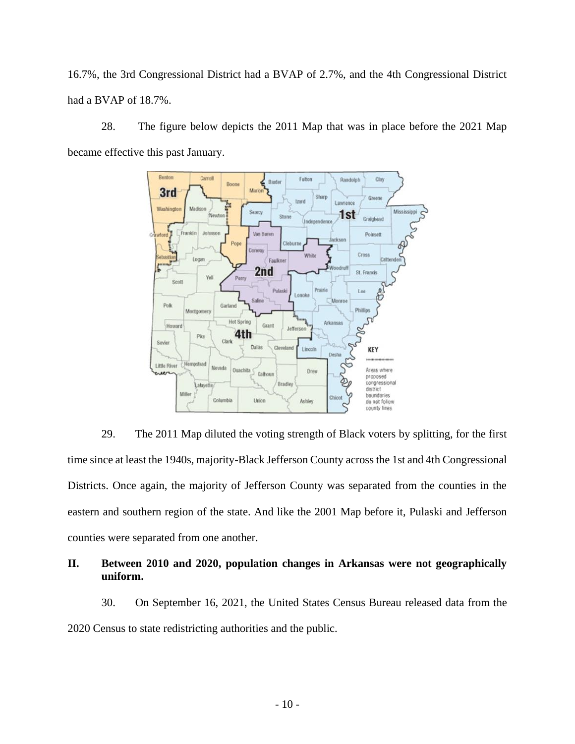16.7%, the 3rd Congressional District had a BVAP of 2.7%, and the 4th Congressional District had a BVAP of 18.7%.

28. The figure below depicts the 2011 Map that was in place before the 2021 Map became effective this past January.

29. The 2011 Map diluted the voting strength of Black voters by splitting, for the first time since at least the 1940s, majority-Black Jefferson County across the 1st and 4th Congressional Districts. Once again, the majority of Jefferson County was separated from the counties in the eastern and southern region of the state. And like the 2001 Map before it, Pulaski and Jefferson counties were separated from one another.

## II. Between 2010 and 2020, population changes in Arkansas were not geographically uniform.

30. On September 16, 2021, the United States Census Bureau released data from the 2020 Census to state redistricting authorities and the public.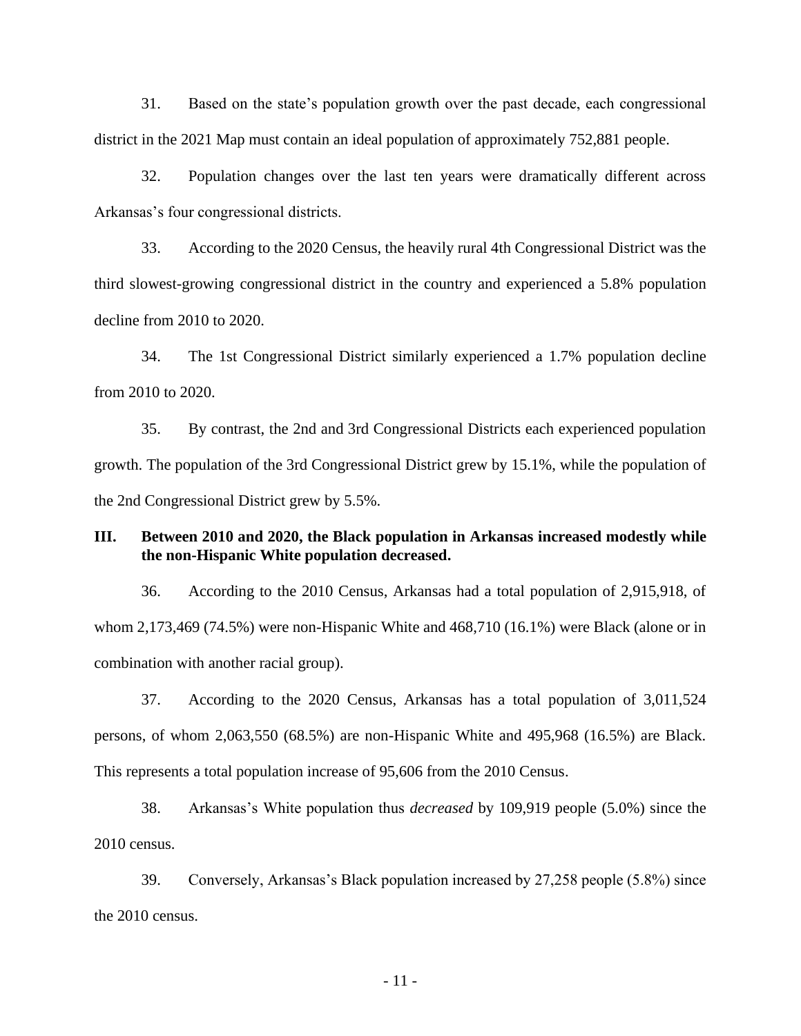31. Based on the state's population growth over the past decade, each congressional district in the 2021 Map must contain an ideal population of approximately 752,881 people.

32. Population changes over the last ten years were dramatically different across Arkansas's four congressional districts.

33. According to the 2020 Census, the heavily rural 4th Congressional District was the third slowest-growing congressional district in the country and experienced a 5.8% population decline from 2010 to 2020.

34. The 1st Congressional District similarly experienced a 1.7% population decline from 2010 to 2020.

35. By contrast, the 2nd and 3rd Congressional Districts each experienced population growth. The population of the 3rd Congressional District grew by 15.1%, while the population of the 2nd Congressional District grew by 5.5%.

## III. Between 2010 and 2020, the Black population in Arkansas increased modestly while the non-Hispanic White population decreased.

36. According to the 2010 Census, Arkansas had a total population of 2,915,918, of whom 2,173,469 (74.5%) were non-Hispanic White and 468,710 (16.1%) were Black (alone or in combination with another racial group).

37. According to the 2020 Census, Arkansas has a total population of 3,011,524 persons, of whom 2,063,550 (68.5%) are non-Hispanic White and 495,968 (16.5%) are Black. This represents a total population increase of 95,606 from the 2010 Census.

38. Arkansas's White population thus *decreased* by 109,919 people (5.0%) since the 2010 census.

39. Conversely, Arkansas's Black population increased by 27,258 people (5.8%) since the 2010 census.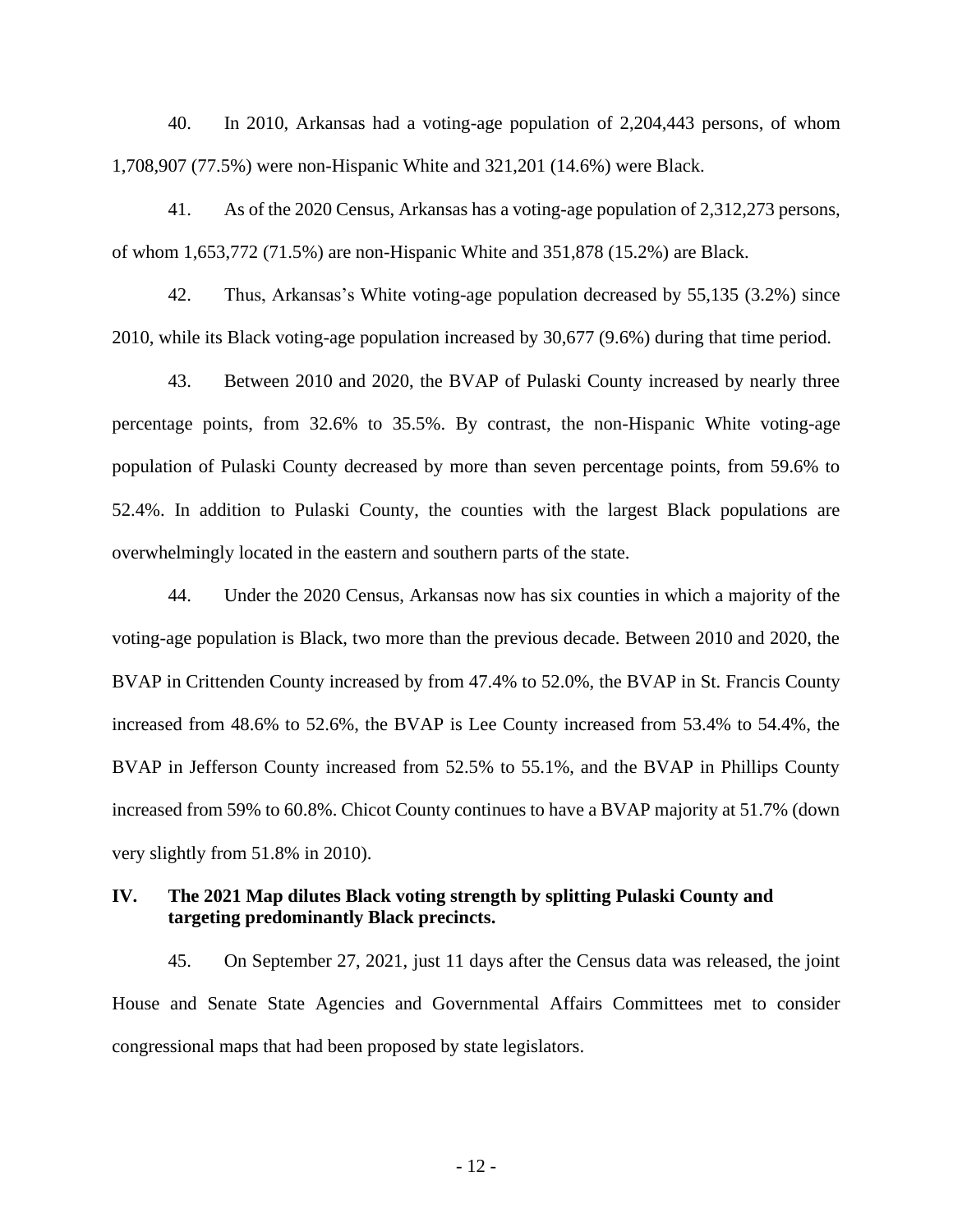40. In 2010, Arkansas had a voting-age population of 2,204,443 persons, of whom 1,708,907 (77.5%) were non-Hispanic White and 321,201 (14.6%) were Black.

41. As of the 2020 Census, Arkansas has a voting-age population of 2,312,273 persons, of whom 1,653,772 (71.5%) are non-Hispanic White and 351,878 (15.2%) are Black.

42. Thus, Arkansas's White voting-age population decreased by 55,135 (3.2%) since 2010, while its Black voting-age population increased by 30,677 (9.6%) during that time period.

43. Between 2010 and 2020, the BVAP of Pulaski County increased by nearly three percentage points, from 32.6% to 35.5%. By contrast, the non-Hispanic White voting-age population of Pulaski County decreased by more than seven percentage points, from 59.6% to 52.4%. In addition to Pulaski County, the counties with the largest Black populations are overwhelmingly located in the eastern and southern parts of the state.

44. Under the 2020 Census, Arkansas now has six counties in which a majority of the voting-age population is Black, two more than the previous decade. Between 2010 and 2020, the BVAP in Crittenden County increased by from 47.4% to 52.0%, the BVAP in St. Francis County increased from 48.6% to 52.6%, the BVAP is Lee County increased from 53.4% to 54.4%, the BVAP in Jefferson County increased from 52.5% to 55.1%, and the BVAP in Phillips County increased from 59% to 60.8%. Chicot County continues to have a BVAP majority at 51.7% (down very slightly from 51.8% in 2010).

## IV. The 2021 Map dilutes Black voting strength by splitting Pulaski County and targeting predominantly Black precincts.

45. On September 27, 2021, just 11 days after the Census data was released, the joint House and Senate State Agencies and Governmental Affairs Committees met to consider congressional maps that had been proposed by state legislators.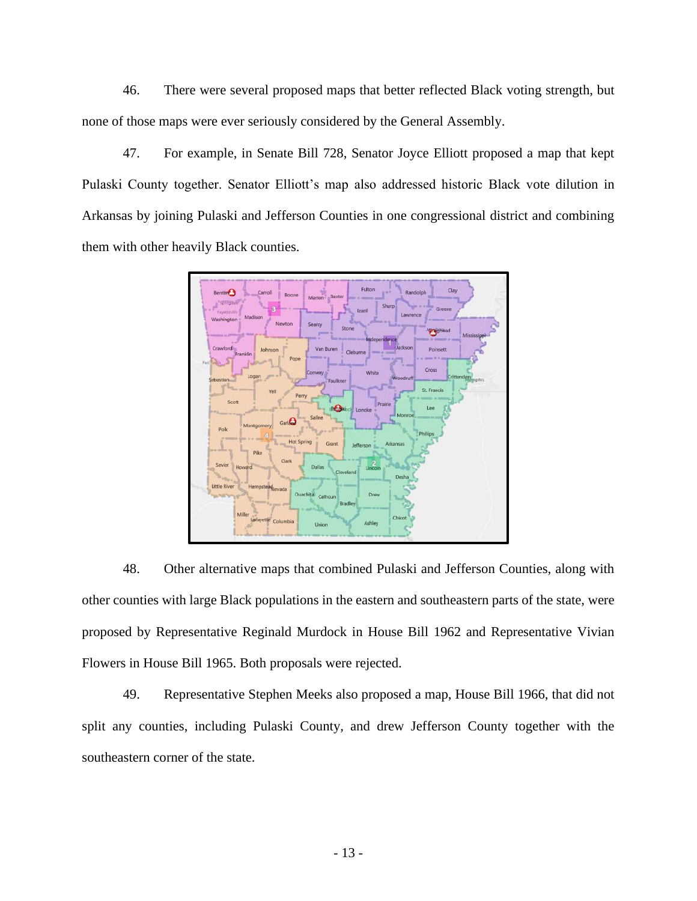46. There were several proposed maps that better reflected Black voting strength, but none of those maps were ever seriously considered by the General Assembly.

47. For example, in Senate Bill 728, Senator Joyce Elliott proposed a map that kept Pulaski County together. Senator Elliott's map also addressed historic Black vote dilution in Arkansas by joining Pulaski and Jefferson Counties in one congressional district and combining them with other heavily Black counties.

48. Other alternative maps that combined Pulaski and Jefferson Counties, along with other counties with large Black populations in the eastern and southeastern parts of the state, were proposed by Representative Reginald Murdock in House Bill 1962 and Representative Vivian Flowers in House Bill 1965. Both proposals were rejected.

49. Representative Stephen Meeks also proposed a map, House Bill 1966, that did not split any counties, including Pulaski County, and drew Jefferson County together with the southeastern corner of the state.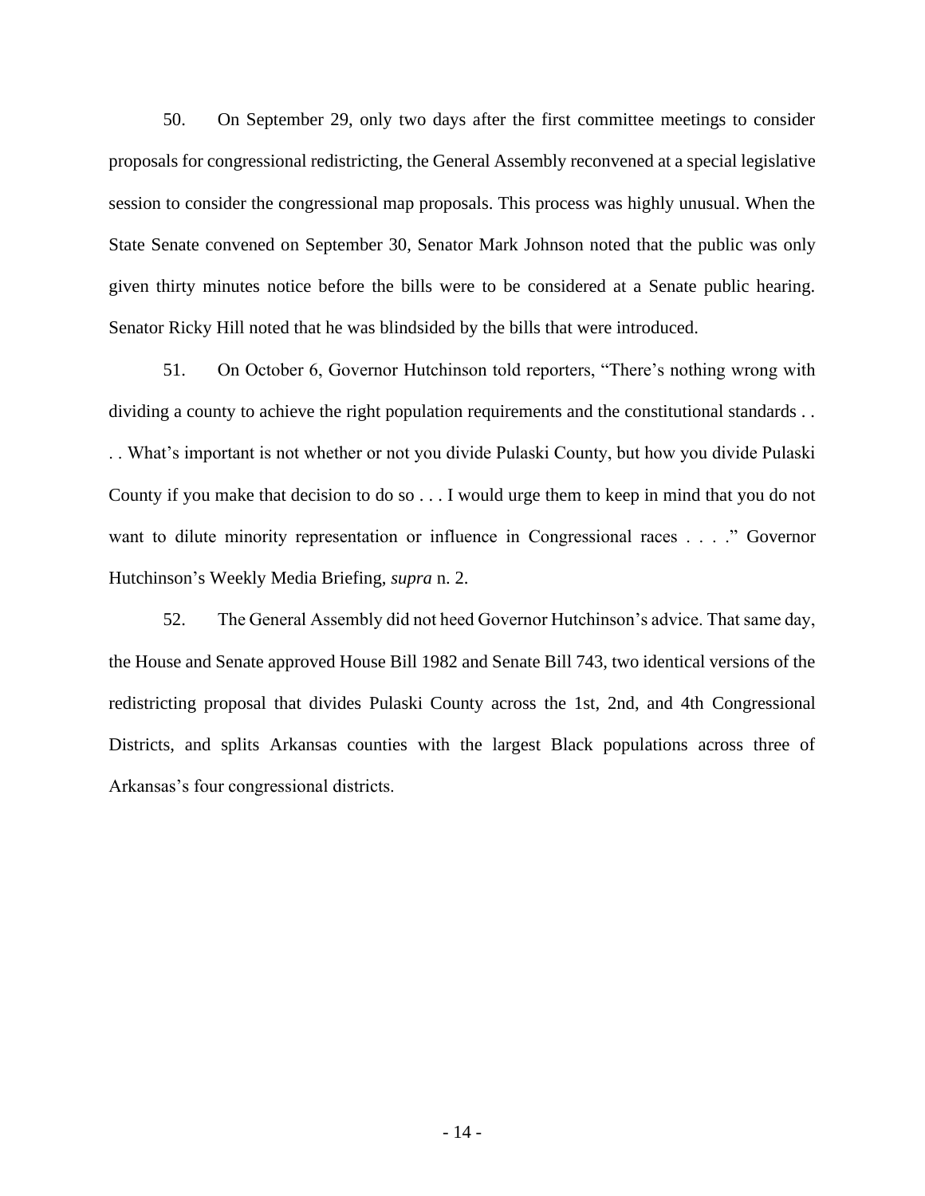50. On September 29, only two days after the first committee meetings to consider proposals for congressional redistricting, the General Assembly reconvened at a special legislative session to consider the congressional map proposals. This process was highly unusual. When the State Senate convened on September 30, Senator Mark Johnson noted that the public was only given thirty minutes notice before the bills were to be considered at a Senate public hearing. Senator Ricky Hill noted that he was blindsided by the bills that were introduced.

51. On October 6, Governor Hutchinson told reporters, "There's nothing wrong with dividing a county to achieve the right population requirements and the constitutional standards . . . . What's important is not whether or not you divide Pulaski County, but how you divide Pulaski County if you make that decision to do so . . . I would urge them to keep in mind that you do not want to dilute minority representation or influence in Congressional races . . . ." Governor Hutchinson's Weekly Media Briefing, *supra* n. 2.

52. The General Assembly did not heed Governor Hutchinson's advice. That same day, the House and Senate approved House Bill 1982 and Senate Bill 743, two identical versions of the redistricting proposal that divides Pulaski County across the 1st, 2nd, and 4th Congressional Districts, and splits Arkansas counties with the largest Black populations across three of Arkansas's four congressional districts.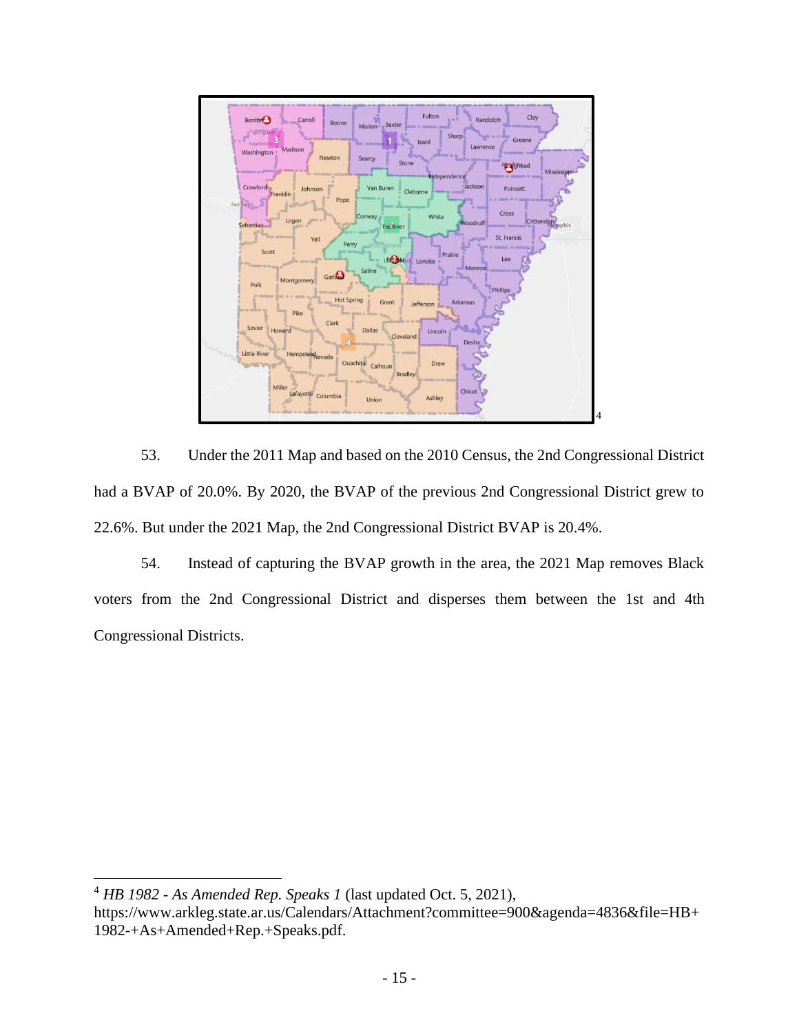[4]

53. Under the 2011 Map and based on the 2010 Census, the 2nd Congressional District had a BVAP of 20.0%. By 2020, the BVAP of the previous 2nd Congressional District grew to 22.6%. But under the 2021 Map, the 2nd Congressional District BVAP is 20.4%.

54. Instead of capturing the BVAP growth in the area, the 2021 Map removes Black voters from the 2nd Congressional District and disperses them between the 1st and 4th Congressional Districts.

---

[4] *HB 1982 - As Amended Rep. Speaks 1* (last updated Oct. 5, 2021), https://www.arkleg.state.ar.us/Calendars/Attachment?committee=900&agenda=4836&file=HB+1982-+As+Amended+Rep.+Speaks.pdf.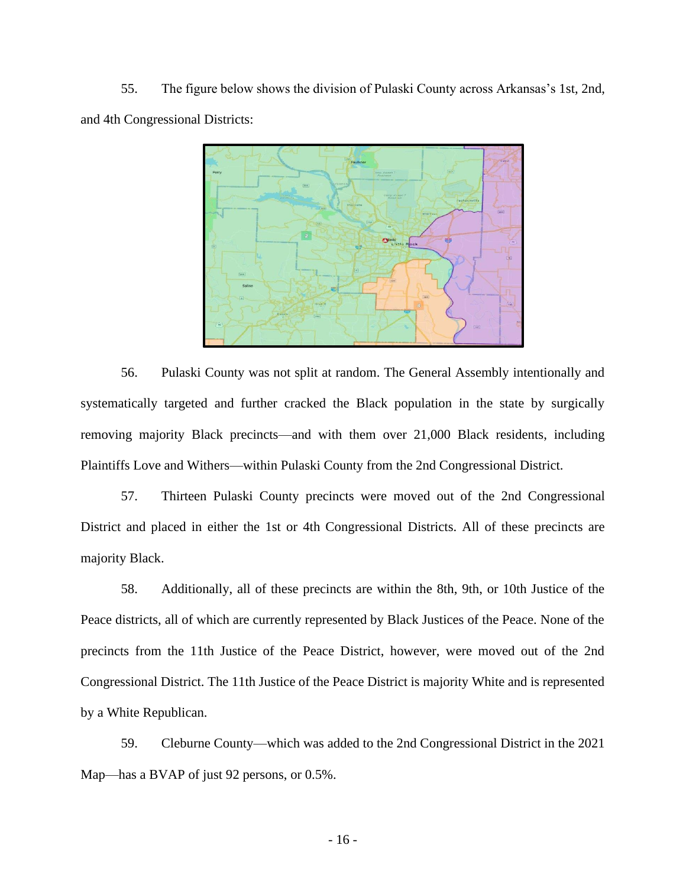55. The figure below shows the division of Pulaski County across Arkansas's 1st, 2nd, and 4th Congressional Districts:

56. Pulaski County was not split at random. The General Assembly intentionally and systematically targeted and further cracked the Black population in the state by surgically removing majority Black precincts—and with them over 21,000 Black residents, including Plaintiffs Love and Withers—within Pulaski County from the 2nd Congressional District.

57. Thirteen Pulaski County precincts were moved out of the 2nd Congressional District and placed in either the 1st or 4th Congressional Districts. All of these precincts are majority Black.

58. Additionally, all of these precincts are within the 8th, 9th, or 10th Justice of the Peace districts, all of which are currently represented by Black Justices of the Peace. None of the precincts from the 11th Justice of the Peace District, however, were moved out of the 2nd Congressional District. The 11th Justice of the Peace District is majority White and is represented by a White Republican.

59. Cleburne County—which was added to the 2nd Congressional District in the 2021 Map—has a BVAP of just 92 persons, or 0.5%.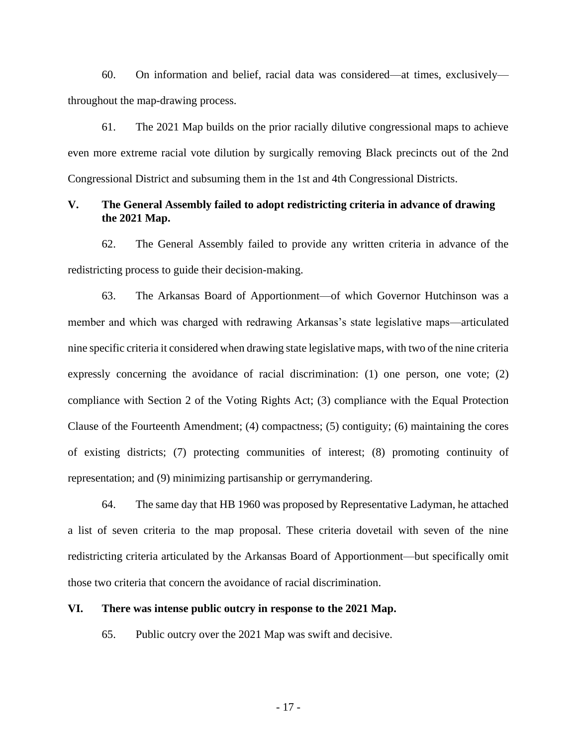60. On information and belief, racial data was considered—at times, exclusively—throughout the map-drawing process.

61. The 2021 Map builds on the prior racially dilutive congressional maps to achieve even more extreme racial vote dilution by surgically removing Black precincts out of the 2nd Congressional District and subsuming them in the 1st and 4th Congressional Districts.

## V. The General Assembly failed to adopt redistricting criteria in advance of drawing the 2021 Map.

62. The General Assembly failed to provide any written criteria in advance of the redistricting process to guide their decision-making.

63. The Arkansas Board of Apportionment—of which Governor Hutchinson was a member and which was charged with redrawing Arkansas's state legislative maps—articulated nine specific criteria it considered when drawing state legislative maps, with two of the nine criteria expressly concerning the avoidance of racial discrimination: (1) one person, one vote; (2) compliance with Section 2 of the Voting Rights Act; (3) compliance with the Equal Protection Clause of the Fourteenth Amendment; (4) compactness; (5) contiguity; (6) maintaining the cores of existing districts; (7) protecting communities of interest; (8) promoting continuity of representation; and (9) minimizing partisanship or gerrymandering.

64. The same day that HB 1960 was proposed by Representative Ladyman, he attached a list of seven criteria to the map proposal. These criteria dovetail with seven of the nine redistricting criteria articulated by the Arkansas Board of Apportionment—but specifically omit those two criteria that concern the avoidance of racial discrimination.

## VI. There was intense public outcry in response to the 2021 Map.

65. Public outcry over the 2021 Map was swift and decisive.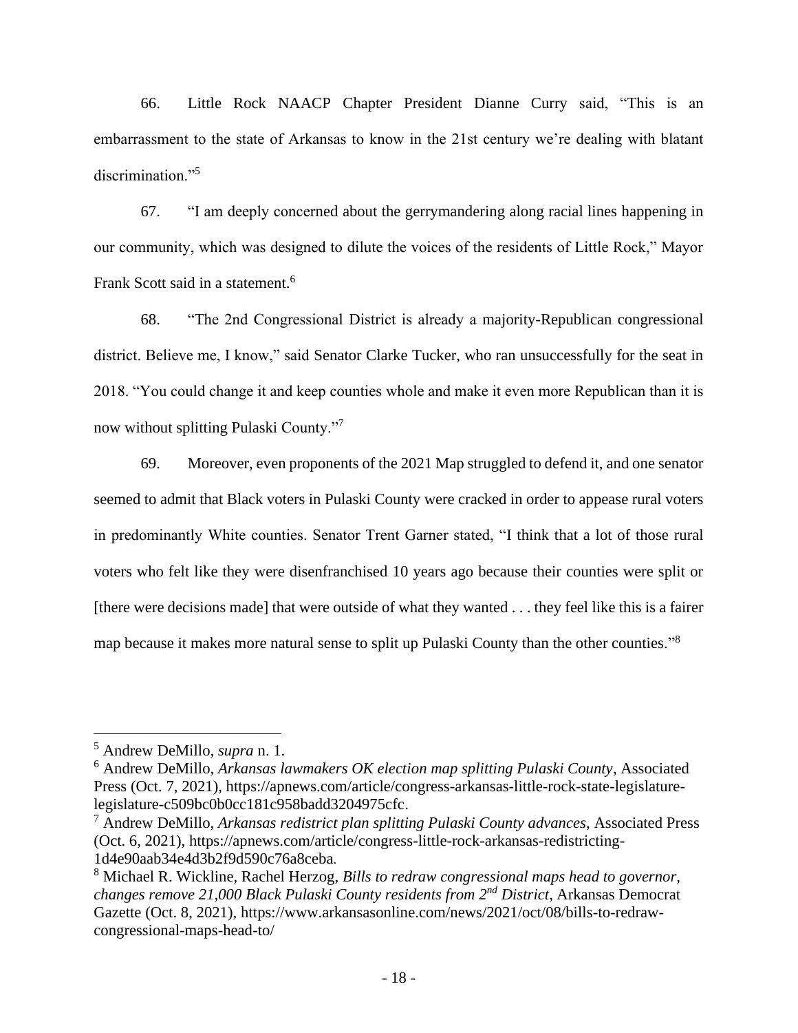66. Little Rock NAACP Chapter President Dianne Curry said, "This is an embarrassment to the state of Arkansas to know in the 21st century we're dealing with blatant discrimination."[5]

67. "I am deeply concerned about the gerrymandering along racial lines happening in our community, which was designed to dilute the voices of the residents of Little Rock," Mayor Frank Scott said in a statement.[6]

68. "The 2nd Congressional District is already a majority-Republican congressional district. Believe me, I know," said Senator Clarke Tucker, who ran unsuccessfully for the seat in 2018. "You could change it and keep counties whole and make it even more Republican than it is now without splitting Pulaski County."[7]

69. Moreover, even proponents of the 2021 Map struggled to defend it, and one senator seemed to admit that Black voters in Pulaski County were cracked in order to appease rural voters in predominantly White counties. Senator Trent Garner stated, "I think that a lot of those rural voters who felt like they were disenfranchised 10 years ago because their counties were split or [there were decisions made] that were outside of what they wanted . . . they feel like this is a fairer map because it makes more natural sense to split up Pulaski County than the other counties."[8]

---

[5] Andrew DeMillo, *supra* n. 1.

[6] Andrew DeMillo, *Arkansas lawmakers OK election map splitting Pulaski County*, Associated Press (Oct. 7, 2021), https://apnews.com/article/congress-arkansas-little-rock-state-legislature-legislature-c509bc0b0cc181c958badd3204975cfc.

[7] Andrew DeMillo, *Arkansas redistrict plan splitting Pulaski County advances*, Associated Press (Oct. 6, 2021), https://apnews.com/article/congress-little-rock-arkansas-redistricting-1d4e90aab34e4d3b2f9d590c76a8ceba.

[8] Michael R. Wickline, Rachel Herzog, *Bills to redraw congressional maps head to governor, changes remove 21,000 Black Pulaski County residents from 2nd District*, Arkansas Democrat Gazette (Oct. 8, 2021), https://www.arkansasonline.com/news/2021/oct/08/bills-to-redraw-congressional-maps-head-to/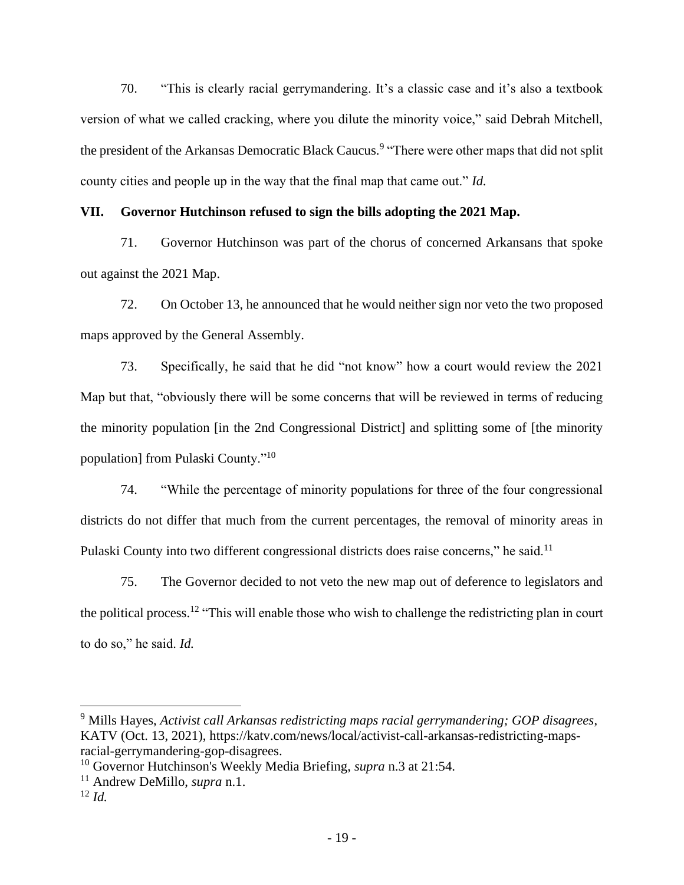70. "This is clearly racial gerrymandering. It's a classic case and it's also a textbook version of what we called cracking, where you dilute the minority voice," said Debrah Mitchell, the president of the Arkansas Democratic Black Caucus.[9] "There were other maps that did not split county cities and people up in the way that the final map that came out." *Id.*

## VII. Governor Hutchinson refused to sign the bills adopting the 2021 Map.

71. Governor Hutchinson was part of the chorus of concerned Arkansans that spoke out against the 2021 Map.

72. On October 13, he announced that he would neither sign nor veto the two proposed maps approved by the General Assembly.

73. Specifically, he said that he did "not know" how a court would review the 2021 Map but that, "obviously there will be some concerns that will be reviewed in terms of reducing the minority population [in the 2nd Congressional District] and splitting some of [the minority population] from Pulaski County."[10]

74. "While the percentage of minority populations for three of the four congressional districts do not differ that much from the current percentages, the removal of minority areas in Pulaski County into two different congressional districts does raise concerns," he said.[11]

75. The Governor decided to not veto the new map out of deference to legislators and the political process.[12] "This will enable those who wish to challenge the redistricting plan in court to do so," he said. *Id.*

---

[9] Mills Hayes, *Activist call Arkansas redistricting maps racial gerrymandering; GOP disagrees*, KATV (Oct. 13, 2021), https://katv.com/news/local/activist-call-arkansas-redistricting-maps-racial-gerrymandering-gop-disagrees.

[10] Governor Hutchinson's Weekly Media Briefing, *supra* n.3 at 21:54.

[11] Andrew DeMillo, *supra* n.1.

[12] *Id.*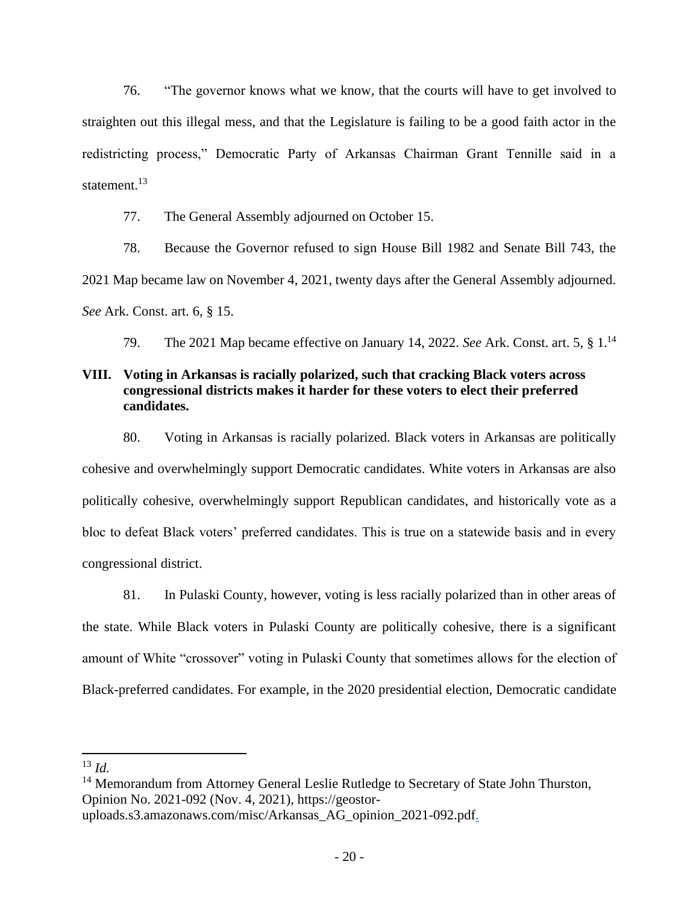76. "The governor knows what we know, that the courts will have to get involved to straighten out this illegal mess, and that the Legislature is failing to be a good faith actor in the redistricting process," Democratic Party of Arkansas Chairman Grant Tennille said in a statement.[13]

77. The General Assembly adjourned on October 15.

78. Because the Governor refused to sign House Bill 1982 and Senate Bill 743, the 2021 Map became law on November 4, 2021, twenty days after the General Assembly adjourned. *See* Ark. Const. art. 6, § 15.

79. The 2021 Map became effective on January 14, 2022. *See* Ark. Const. art. 5, § 1.[14]

## VIII. Voting in Arkansas is racially polarized, such that cracking Black voters across congressional districts makes it harder for these voters to elect their preferred candidates.

80. Voting in Arkansas is racially polarized. Black voters in Arkansas are politically cohesive and overwhelmingly support Democratic candidates. White voters in Arkansas are also politically cohesive, overwhelmingly support Republican candidates, and historically vote as a bloc to defeat Black voters' preferred candidates. This is true on a statewide basis and in every congressional district.

81. In Pulaski County, however, voting is less racially polarized than in other areas of the state. While Black voters in Pulaski County are politically cohesive, there is a significant amount of White "crossover" voting in Pulaski County that sometimes allows for the election of Black-preferred candidates. For example, in the 2020 presidential election, Democratic candidate

---

[13] *Id.*

[14] Memorandum from Attorney General Leslie Rutledge to Secretary of State John Thurston, Opinion No. 2021-092 (Nov. 4, 2021), https://geostor-uploads.s3.amazonaws.com/misc/Arkansas_AG_opinion_2021-092.pdf.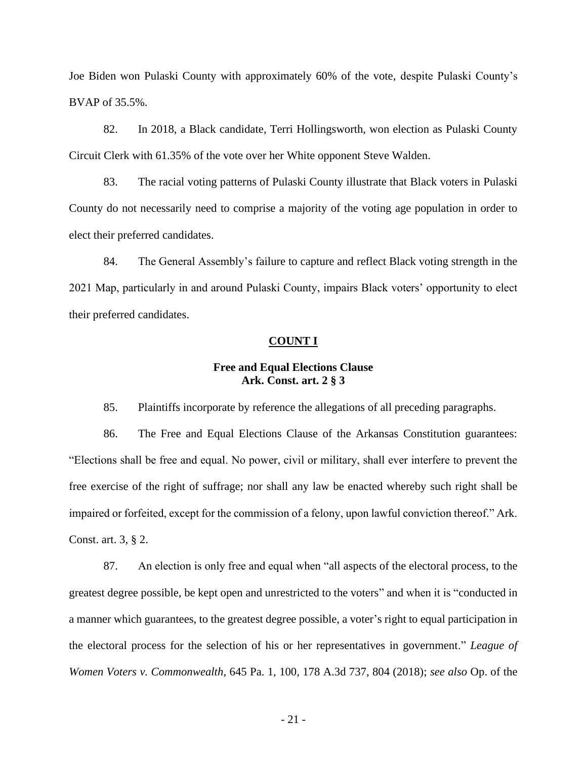Joe Biden won Pulaski County with approximately 60% of the vote, despite Pulaski County's BVAP of 35.5%.

82. In 2018, a Black candidate, Terri Hollingsworth, won election as Pulaski County Circuit Clerk with 61.35% of the vote over her White opponent Steve Walden.

83. The racial voting patterns of Pulaski County illustrate that Black voters in Pulaski County do not necessarily need to comprise a majority of the voting age population in order to elect their preferred candidates.

84. The General Assembly's failure to capture and reflect Black voting strength in the 2021 Map, particularly in and around Pulaski County, impairs Black voters' opportunity to elect their preferred candidates.

## COUNT I

### Free and Equal Elections Clause
### Ark. Const. art. 2 § 3

85. Plaintiffs incorporate by reference the allegations of all preceding paragraphs.

86. The Free and Equal Elections Clause of the Arkansas Constitution guarantees: "Elections shall be free and equal. No power, civil or military, shall ever interfere to prevent the free exercise of the right of suffrage; nor shall any law be enacted whereby such right shall be impaired or forfeited, except for the commission of a felony, upon lawful conviction thereof." Ark. Const. art. 3, § 2.

87. An election is only free and equal when "all aspects of the electoral process, to the greatest degree possible, be kept open and unrestricted to the voters" and when it is "conducted in a manner which guarantees, to the greatest degree possible, a voter's right to equal participation in the electoral process for the selection of his or her representatives in government." *League of Women Voters v. Commonwealth*, 645 Pa. 1, 100, 178 A.3d 737, 804 (2018); *see also* Op. of the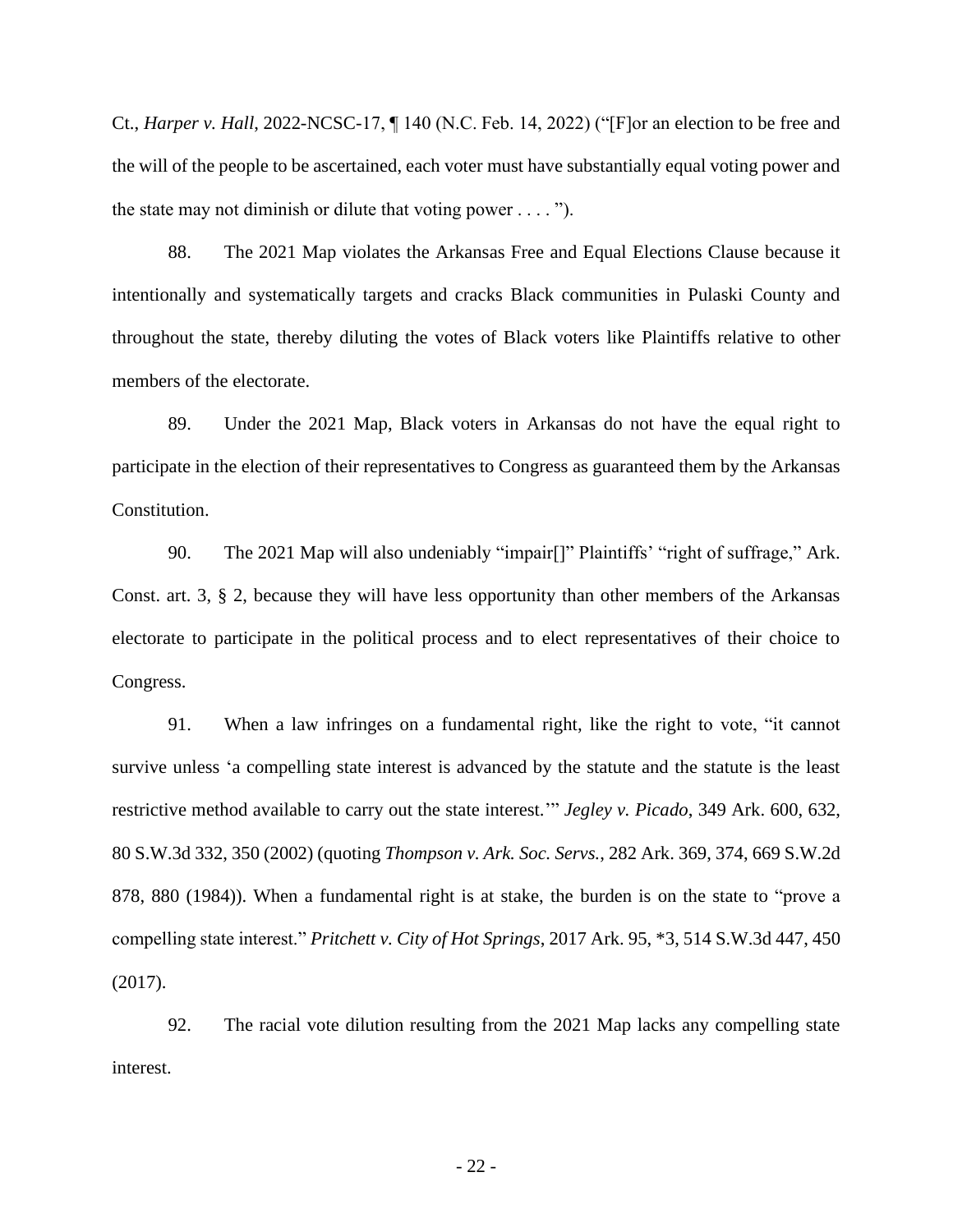Ct., *Harper v. Hall*, 2022-NCSC-17, ¶ 140 (N.C. Feb. 14, 2022) ("[F]or an election to be free and the will of the people to be ascertained, each voter must have substantially equal voting power and the state may not diminish or dilute that voting power . . . . ").

88. The 2021 Map violates the Arkansas Free and Equal Elections Clause because it intentionally and systematically targets and cracks Black communities in Pulaski County and throughout the state, thereby diluting the votes of Black voters like Plaintiffs relative to other members of the electorate.

89. Under the 2021 Map, Black voters in Arkansas do not have the equal right to participate in the election of their representatives to Congress as guaranteed them by the Arkansas Constitution.

90. The 2021 Map will also undeniably "impair[]" Plaintiffs' "right of suffrage," Ark. Const. art. 3, § 2, because they will have less opportunity than other members of the Arkansas electorate to participate in the political process and to elect representatives of their choice to Congress.

91. When a law infringes on a fundamental right, like the right to vote, "it cannot survive unless 'a compelling state interest is advanced by the statute and the statute is the least restrictive method available to carry out the state interest.'" *Jegley v. Picado*, 349 Ark. 600, 632, 80 S.W.3d 332, 350 (2002) (quoting *Thompson v. Ark. Soc. Servs.*, 282 Ark. 369, 374, 669 S.W.2d 878, 880 (1984)). When a fundamental right is at stake, the burden is on the state to "prove a compelling state interest." *Pritchett v. City of Hot Springs*, 2017 Ark. 95, *3, 514 S.W.3d 447, 450 (2017).

92. The racial vote dilution resulting from the 2021 Map lacks any compelling state interest.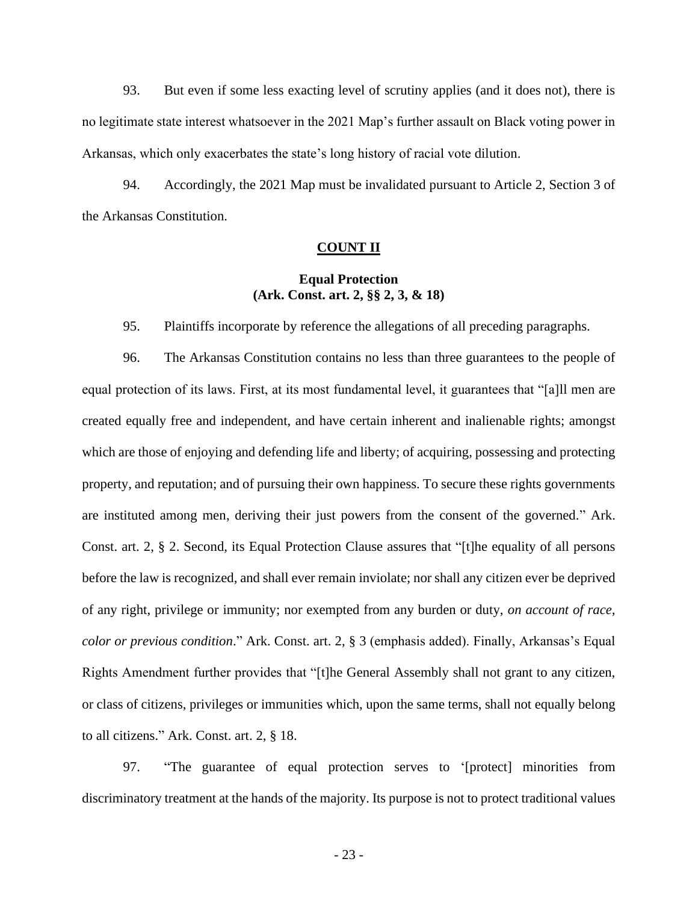93. But even if some less exacting level of scrutiny applies (and it does not), there is no legitimate state interest whatsoever in the 2021 Map's further assault on Black voting power in Arkansas, which only exacerbates the state's long history of racial vote dilution.

94. Accordingly, the 2021 Map must be invalidated pursuant to Article 2, Section 3 of the Arkansas Constitution.

**COUNT II**

**Equal Protection**
**(Ark. Const. art. 2, §§ 2, 3, & 18)**

95. Plaintiffs incorporate by reference the allegations of all preceding paragraphs.

96. The Arkansas Constitution contains no less than three guarantees to the people of equal protection of its laws. First, at its most fundamental level, it guarantees that "[a]ll men are created equally free and independent, and have certain inherent and inalienable rights; amongst which are those of enjoying and defending life and liberty; of acquiring, possessing and protecting property, and reputation; and of pursuing their own happiness. To secure these rights governments are instituted among men, deriving their just powers from the consent of the governed." Ark. Const. art. 2, § 2. Second, its Equal Protection Clause assures that "[t]he equality of all persons before the law is recognized, and shall ever remain inviolate; nor shall any citizen ever be deprived of any right, privilege or immunity; nor exempted from any burden or duty, *on account of race, color or previous condition*." Ark. Const. art. 2, § 3 (emphasis added). Finally, Arkansas's Equal Rights Amendment further provides that "[t]he General Assembly shall not grant to any citizen, or class of citizens, privileges or immunities which, upon the same terms, shall not equally belong to all citizens." Ark. Const. art. 2, § 18.

97. "The guarantee of equal protection serves to '[protect] minorities from discriminatory treatment at the hands of the majority. Its purpose is not to protect traditional values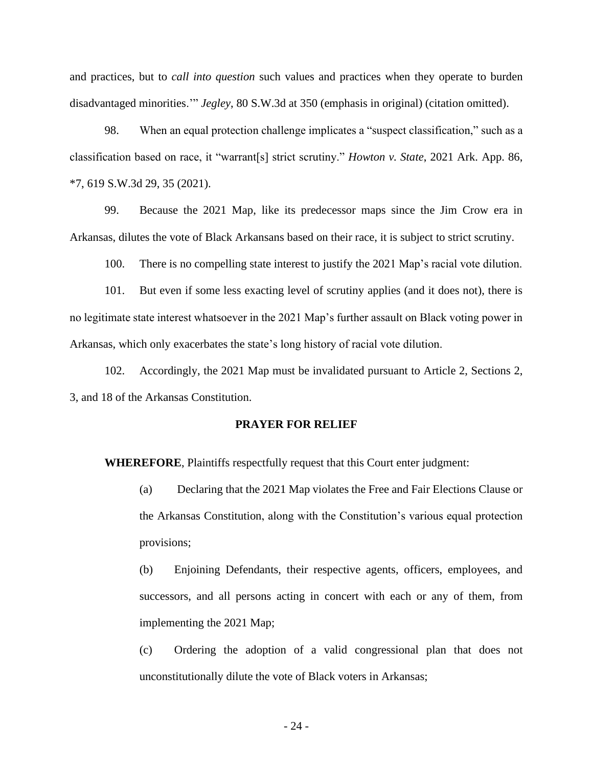and practices, but to *call into question* such values and practices when they operate to burden disadvantaged minorities.'" *Jegley*, 80 S.W.3d at 350 (emphasis in original) (citation omitted).

98. When an equal protection challenge implicates a "suspect classification," such as a classification based on race, it "warrant[s] strict scrutiny." *Howton v. State*, 2021 Ark. App. 86, *7, 619 S.W.3d 29, 35 (2021).

99. Because the 2021 Map, like its predecessor maps since the Jim Crow era in Arkansas, dilutes the vote of Black Arkansans based on their race, it is subject to strict scrutiny.

100. There is no compelling state interest to justify the 2021 Map's racial vote dilution.

101. But even if some less exacting level of scrutiny applies (and it does not), there is no legitimate state interest whatsoever in the 2021 Map's further assault on Black voting power in Arkansas, which only exacerbates the state's long history of racial vote dilution.

102. Accordingly, the 2021 Map must be invalidated pursuant to Article 2, Sections 2, 3, and 18 of the Arkansas Constitution.

## PRAYER FOR RELIEF

**WHEREFORE**, Plaintiffs respectfully request that this Court enter judgment:

(a) Declaring that the 2021 Map violates the Free and Fair Elections Clause or the Arkansas Constitution, along with the Constitution's various equal protection provisions;

(b) Enjoining Defendants, their respective agents, officers, employees, and successors, and all persons acting in concert with each or any of them, from implementing the 2021 Map;

(c) Ordering the adoption of a valid congressional plan that does not unconstitutionally dilute the vote of Black voters in Arkansas;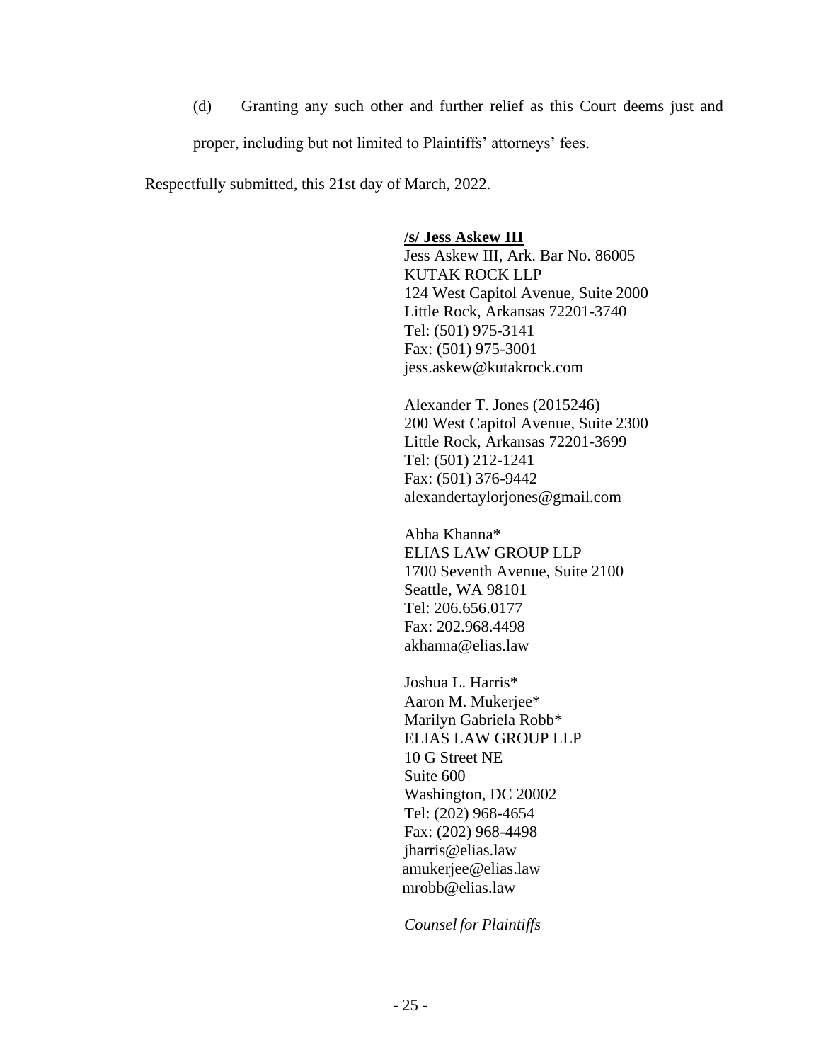(d) Granting any such other and further relief as this Court deems just and proper, including but not limited to Plaintiffs' attorneys' fees.

Respectfully submitted, this 21st day of March, 2022.

**/s/ Jess Askew III**
Jess Askew III, Ark. Bar No. 86005
KUTAK ROCK LLP
124 West Capitol Avenue, Suite 2000
Little Rock, Arkansas 72201-3740
Tel: (501) 975-3141
Fax: (501) 975-3001
jess.askew@kutakrock.com

Alexander T. Jones (2015246)
200 West Capitol Avenue, Suite 2300
Little Rock, Arkansas 72201-3699
Tel: (501) 212-1241
Fax: (501) 376-9442
alexandertaylorjones@gmail.com

Abha Khanna*
ELIAS LAW GROUP LLP
1700 Seventh Avenue, Suite 2100
Seattle, WA 98101
Tel: 206.656.0177
Fax: 202.968.4498
akhanna@elias.law

Joshua L. Harris*
Aaron M. Mukerjee*
Marilyn Gabriela Robb*
ELIAS LAW GROUP LLP
10 G Street NE
Suite 600
Washington, DC 20002
Tel: (202) 968-4654
Fax: (202) 968-4498
jharris@elias.law
amukerjee@elias.law
mrobb@elias.law

*Counsel for Plaintiffs*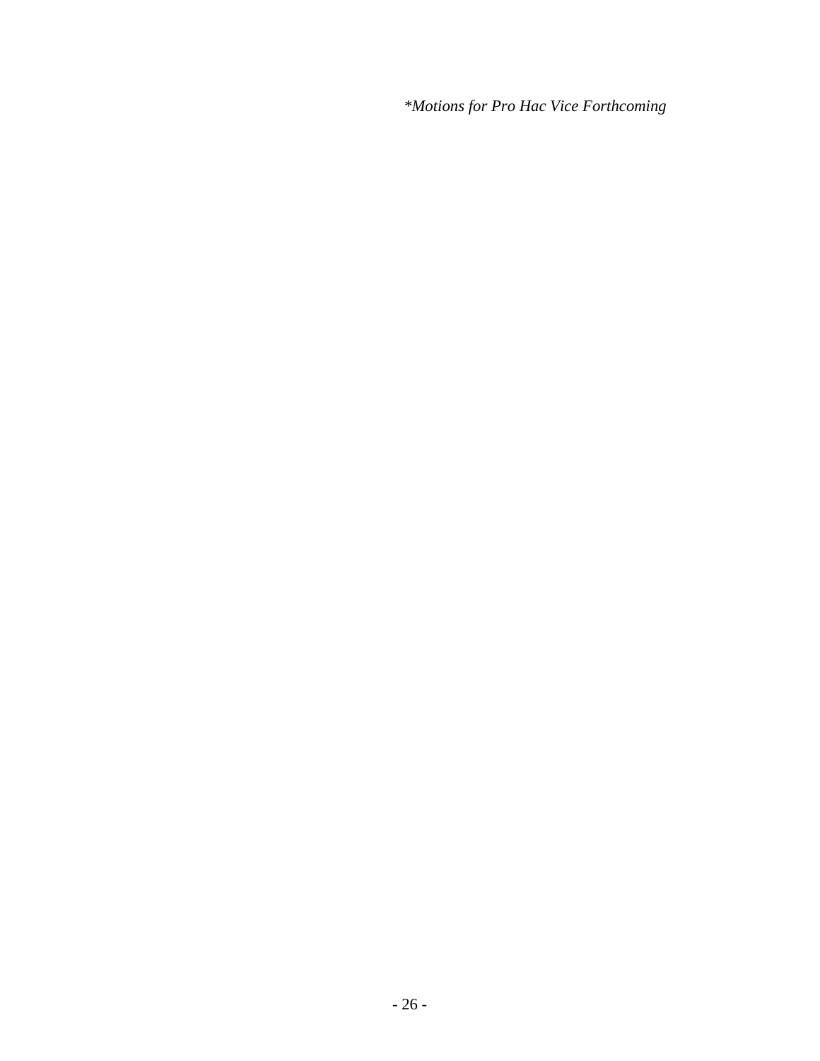*\*Motions for Pro Hac Vice Forthcoming*